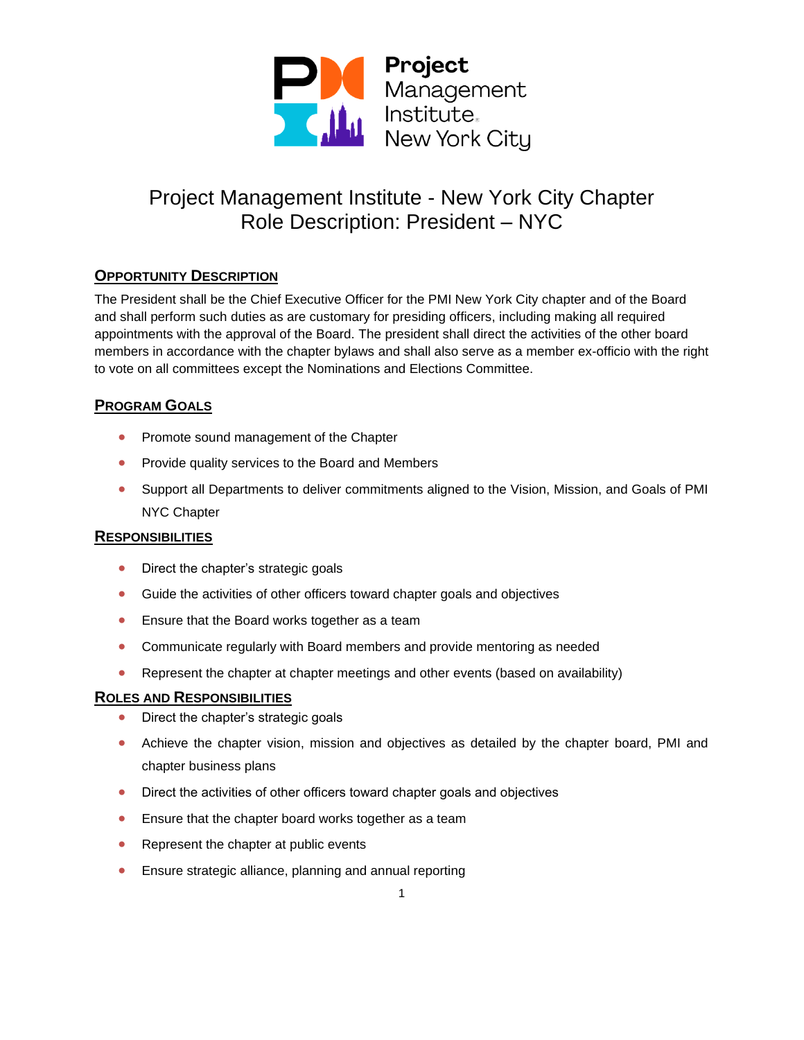# Project Management Institute - New York City Chapter
# Role Description: President – NYC

## Opportunity Description

The President shall be the Chief Executive Officer for the PMI New York City chapter and of the Board and shall perform such duties as are customary for presiding officers, including making all required appointments with the approval of the Board. The president shall direct the activities of the other board members in accordance with the chapter bylaws and shall also serve as a member ex-officio with the right to vote on all committees except the Nominations and Elections Committee.

## Program Goals

- Promote sound management of the Chapter
- Provide quality services to the Board and Members
- Support all Departments to deliver commitments aligned to the Vision, Mission, and Goals of PMI NYC Chapter

## Responsibilities

- Direct the chapter's strategic goals
- Guide the activities of other officers toward chapter goals and objectives
- Ensure that the Board works together as a team
- Communicate regularly with Board members and provide mentoring as needed
- Represent the chapter at chapter meetings and other events (based on availability)

## Roles and Responsibilities

- Direct the chapter's strategic goals
- Achieve the chapter vision, mission and objectives as detailed by the chapter board, PMI and chapter business plans
- Direct the activities of other officers toward chapter goals and objectives
- Ensure that the chapter board works together as a team
- Represent the chapter at public events
- Ensure strategic alliance, planning and annual reporting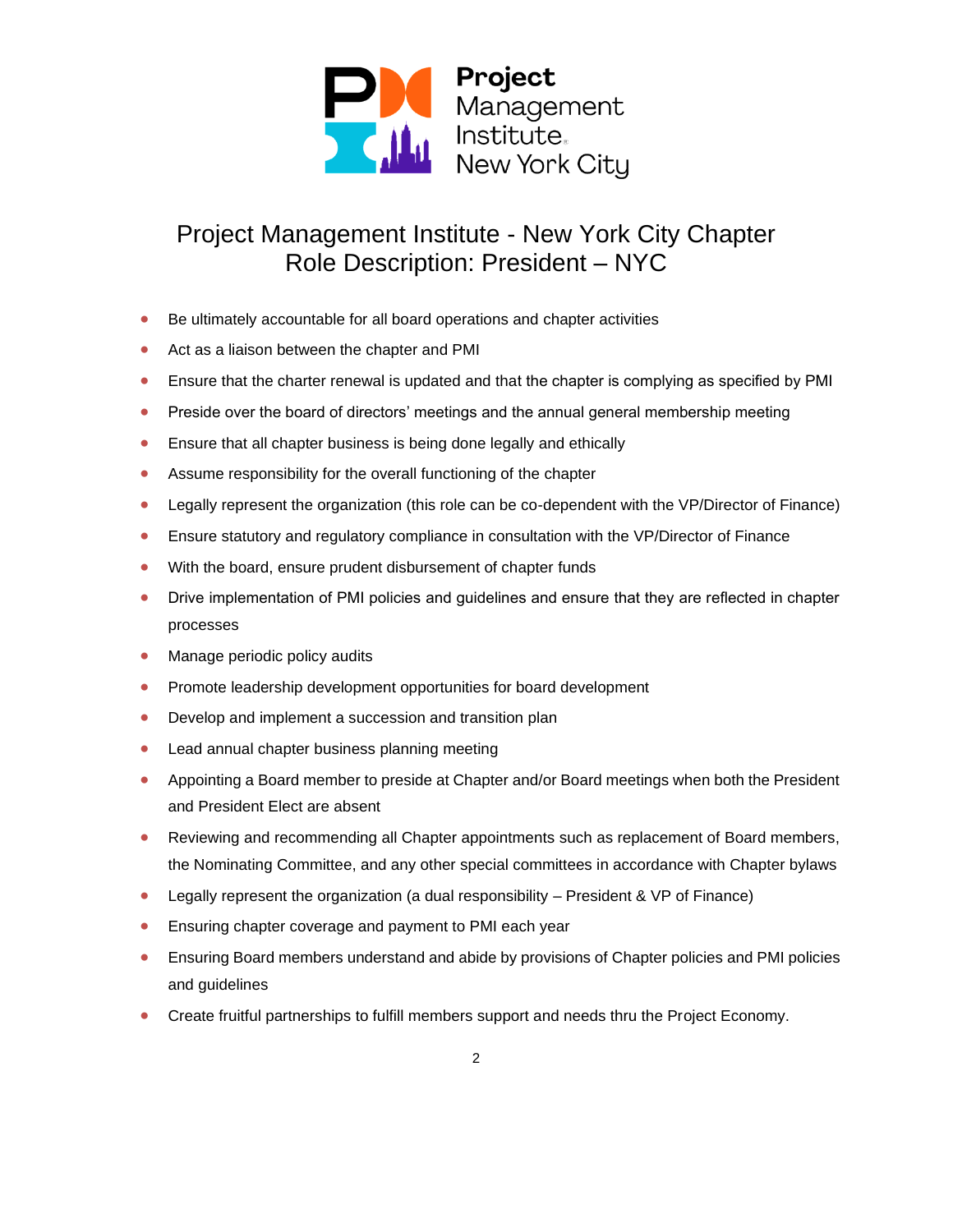# Project Management Institute - New York City Chapter
## Role Description: President – NYC

- Be ultimately accountable for all board operations and chapter activities
- Act as a liaison between the chapter and PMI
- Ensure that the charter renewal is updated and that the chapter is complying as specified by PMI
- Preside over the board of directors' meetings and the annual general membership meeting
- Ensure that all chapter business is being done legally and ethically
- Assume responsibility for the overall functioning of the chapter
- Legally represent the organization (this role can be co-dependent with the VP/Director of Finance)
- Ensure statutory and regulatory compliance in consultation with the VP/Director of Finance
- With the board, ensure prudent disbursement of chapter funds
- Drive implementation of PMI policies and guidelines and ensure that they are reflected in chapter processes
- Manage periodic policy audits
- Promote leadership development opportunities for board development
- Develop and implement a succession and transition plan
- Lead annual chapter business planning meeting
- Appointing a Board member to preside at Chapter and/or Board meetings when both the President and President Elect are absent
- Reviewing and recommending all Chapter appointments such as replacement of Board members, the Nominating Committee, and any other special committees in accordance with Chapter bylaws
- Legally represent the organization (a dual responsibility – President & VP of Finance)
- Ensuring chapter coverage and payment to PMI each year
- Ensuring Board members understand and abide by provisions of Chapter policies and PMI policies and guidelines
- Create fruitful partnerships to fulfill members support and needs thru the Project Economy.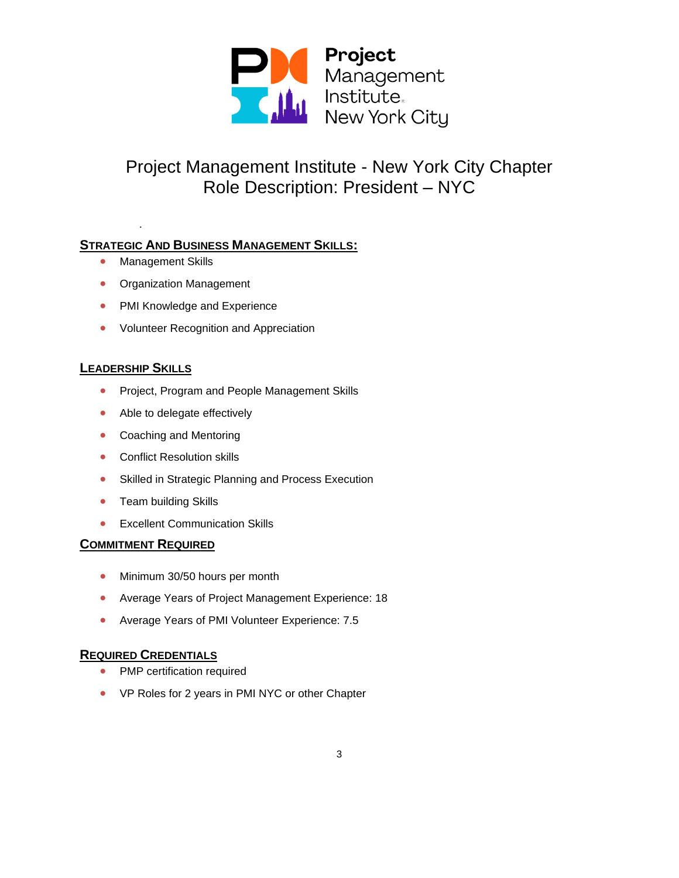Project Management Institute New York City

# Project Management Institute - New York City Chapter
# Role Description: President – NYC

.

## STRATEGIC AND BUSINESS MANAGEMENT SKILLS:

- Management Skills
- Organization Management
- PMI Knowledge and Experience
- Volunteer Recognition and Appreciation

## LEADERSHIP SKILLS

- Project, Program and People Management Skills
- Able to delegate effectively
- Coaching and Mentoring
- Conflict Resolution skills
- Skilled in Strategic Planning and Process Execution
- Team building Skills
- Excellent Communication Skills

## COMMITMENT REQUIRED

- Minimum 30/50 hours per month
- Average Years of Project Management Experience: 18
- Average Years of PMI Volunteer Experience: 7.5

## REQUIRED CREDENTIALS

- PMP certification required
- VP Roles for 2 years in PMI NYC or other Chapter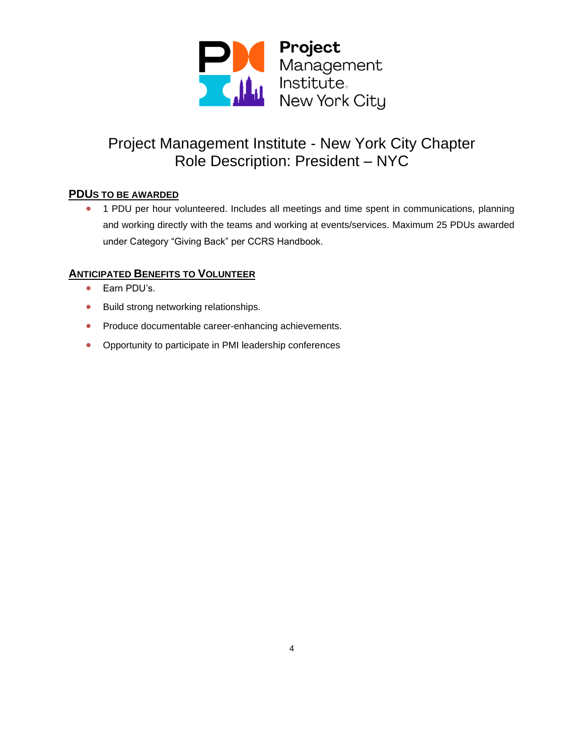Project Management Institute New York City

# Project Management Institute - New York City Chapter
# Role Description: President – NYC

## PDUS TO BE AWARDED

- 1 PDU per hour volunteered. Includes all meetings and time spent in communications, planning and working directly with the teams and working at events/services. Maximum 25 PDUs awarded under Category "Giving Back" per CCRS Handbook.

## ANTICIPATED BENEFITS TO VOLUNTEER

- Earn PDU's.
- Build strong networking relationships.
- Produce documentable career-enhancing achievements.
- Opportunity to participate in PMI leadership conferences